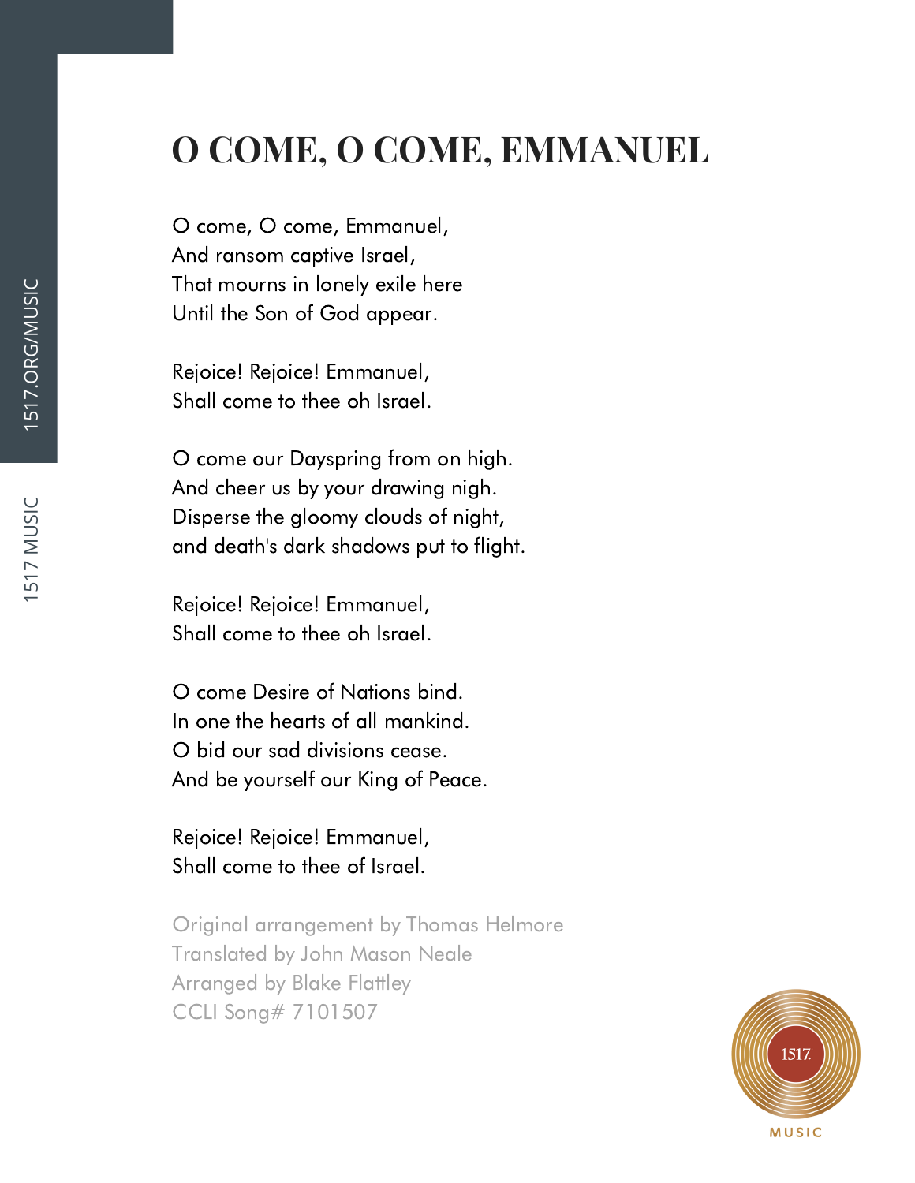# O COME, O COME, EMMANUEL

O come, O come, Emmanuel,
And ransom captive Israel,
That mourns in lonely exile here
Until the Son of God appear.

Rejoice! Rejoice! Emmanuel,
Shall come to thee oh Israel.

O come our Dayspring from on high.
And cheer us by your drawing nigh.
Disperse the gloomy clouds of night,
and death's dark shadows put to flight.

Rejoice! Rejoice! Emmanuel,
Shall come to thee oh Israel.

O come Desire of Nations bind.
In one the hearts of all mankind.
O bid our sad divisions cease.
And be yourself our King of Peace.

Rejoice! Rejoice! Emmanuel,
Shall come to thee of Israel.

Original arrangement by Thomas Helmore
Translated by John Mason Neale
Arranged by Blake Flattley
CCLI Song# 7101507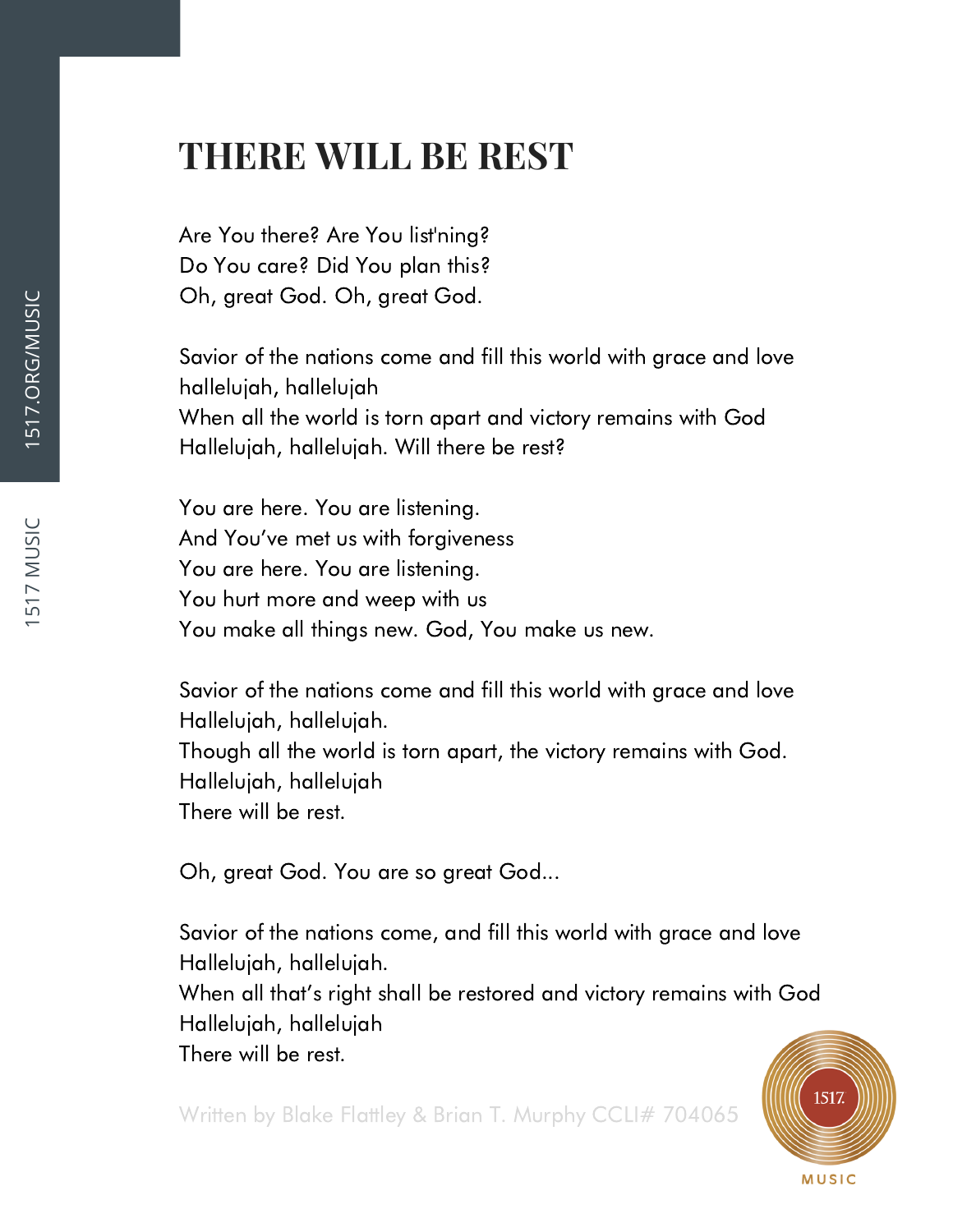# THERE WILL BE REST

Are You there? Are You list'ning?
Do You care? Did You plan this?
Oh, great God. Oh, great God.

Savior of the nations come and fill this world with grace and love
hallelujah, hallelujah
When all the world is torn apart and victory remains with God
Hallelujah, hallelujah. Will there be rest?

You are here. You are listening.
And You've met us with forgiveness
You are here. You are listening.
You hurt more and weep with us
You make all things new. God, You make us new.

Savior of the nations come and fill this world with grace and love
Hallelujah, hallelujah.
Though all the world is torn apart, the victory remains with God.
Hallelujah, hallelujah
There will be rest.

Oh, great God. You are so great God...

Savior of the nations come, and fill this world with grace and love
Hallelujah, hallelujah.
When all that's right shall be restored and victory remains with God
Hallelujah, hallelujah
There will be rest.

Written by Blake Flattley & Brian T. Murphy CCLI# 704065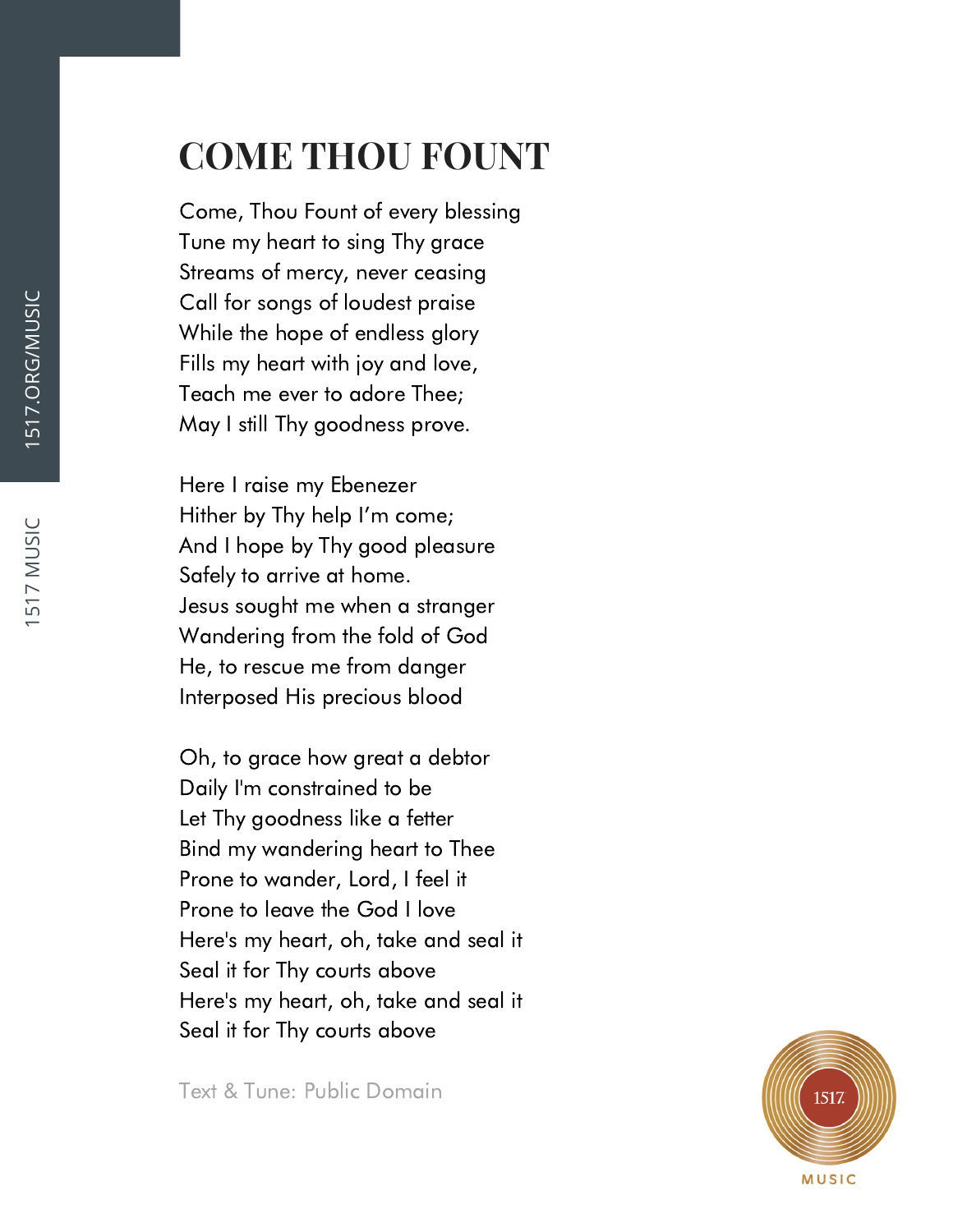# COME THOU FOUNT

Come, Thou Fount of every blessing  
Tune my heart to sing Thy grace  
Streams of mercy, never ceasing  
Call for songs of loudest praise  
While the hope of endless glory  
Fills my heart with joy and love,  
Teach me ever to adore Thee;  
May I still Thy goodness prove.

Here I raise my Ebenezer  
Hither by Thy help I'm come;  
And I hope by Thy good pleasure  
Safely to arrive at home.  
Jesus sought me when a stranger  
Wandering from the fold of God  
He, to rescue me from danger  
Interposed His precious blood

Oh, to grace how great a debtor  
Daily I'm constrained to be  
Let Thy goodness like a fetter  
Bind my wandering heart to Thee  
Prone to wander, Lord, I feel it  
Prone to leave the God I love  
Here's my heart, oh, take and seal it  
Seal it for Thy courts above  
Here's my heart, oh, take and seal it  
Seal it for Thy courts above

Text & Tune: Public Domain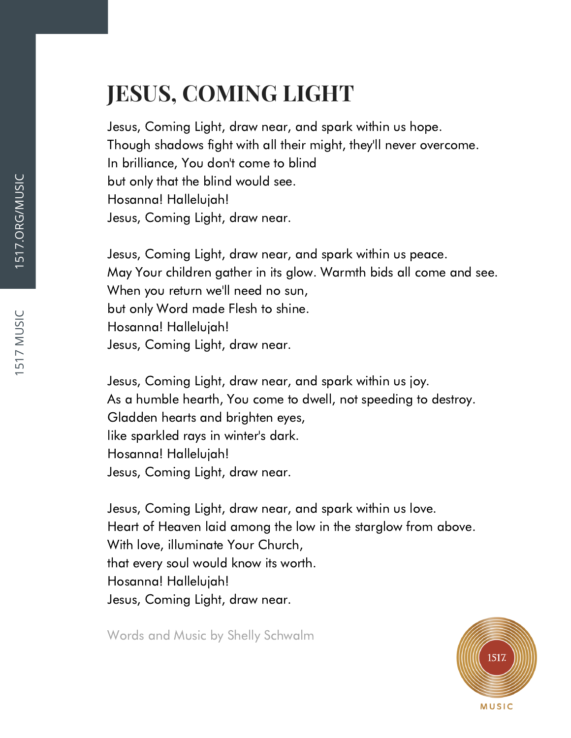# JESUS, COMING LIGHT

Jesus, Coming Light, draw near, and spark within us hope.
Though shadows fight with all their might, they'll never overcome.
In brilliance, You don't come to blind
but only that the blind would see.
Hosanna! Hallelujah!
Jesus, Coming Light, draw near.

Jesus, Coming Light, draw near, and spark within us peace.
May Your children gather in its glow. Warmth bids all come and see.
When you return we'll need no sun,
but only Word made Flesh to shine.
Hosanna! Hallelujah!
Jesus, Coming Light, draw near.

Jesus, Coming Light, draw near, and spark within us joy.
As a humble hearth, You come to dwell, not speeding to destroy.
Gladden hearts and brighten eyes,
like sparkled rays in winter's dark.
Hosanna! Hallelujah!
Jesus, Coming Light, draw near.

Jesus, Coming Light, draw near, and spark within us love.
Heart of Heaven laid among the low in the starglow from above.
With love, illuminate Your Church,
that every soul would know its worth.
Hosanna! Hallelujah!
Jesus, Coming Light, draw near.

Words and Music by Shelly Schwalm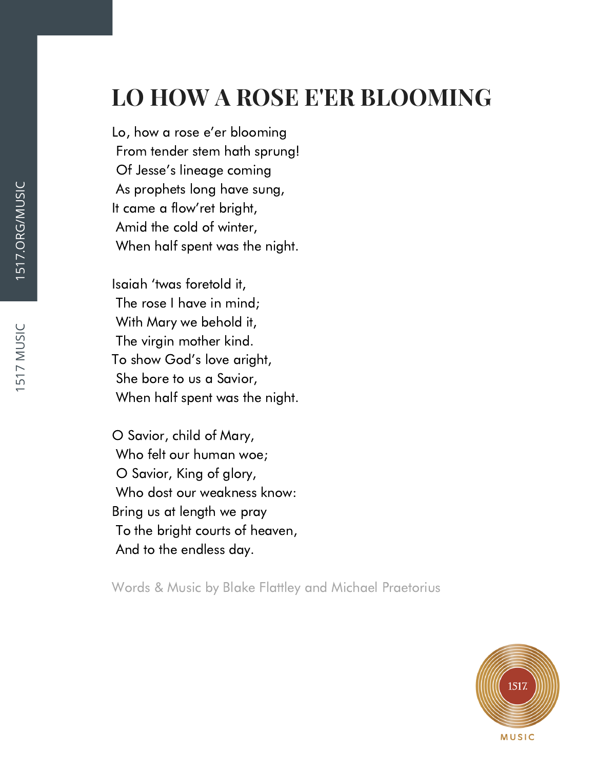# LO HOW A ROSE E'ER BLOOMING

Lo, how a rose e'er blooming
From tender stem hath sprung!
Of Jesse's lineage coming
As prophets long have sung,
It came a flow'ret bright,
Amid the cold of winter,
When half spent was the night.

Isaiah 'twas foretold it,
The rose I have in mind;
With Mary we behold it,
The virgin mother kind.
To show God's love aright,
She bore to us a Savior,
When half spent was the night.

O Savior, child of Mary,
Who felt our human woe;
O Savior, King of glory,
Who dost our weakness know:
Bring us at length we pray
To the bright courts of heaven,
And to the endless day.

Words & Music by Blake Flattley and Michael Praetorius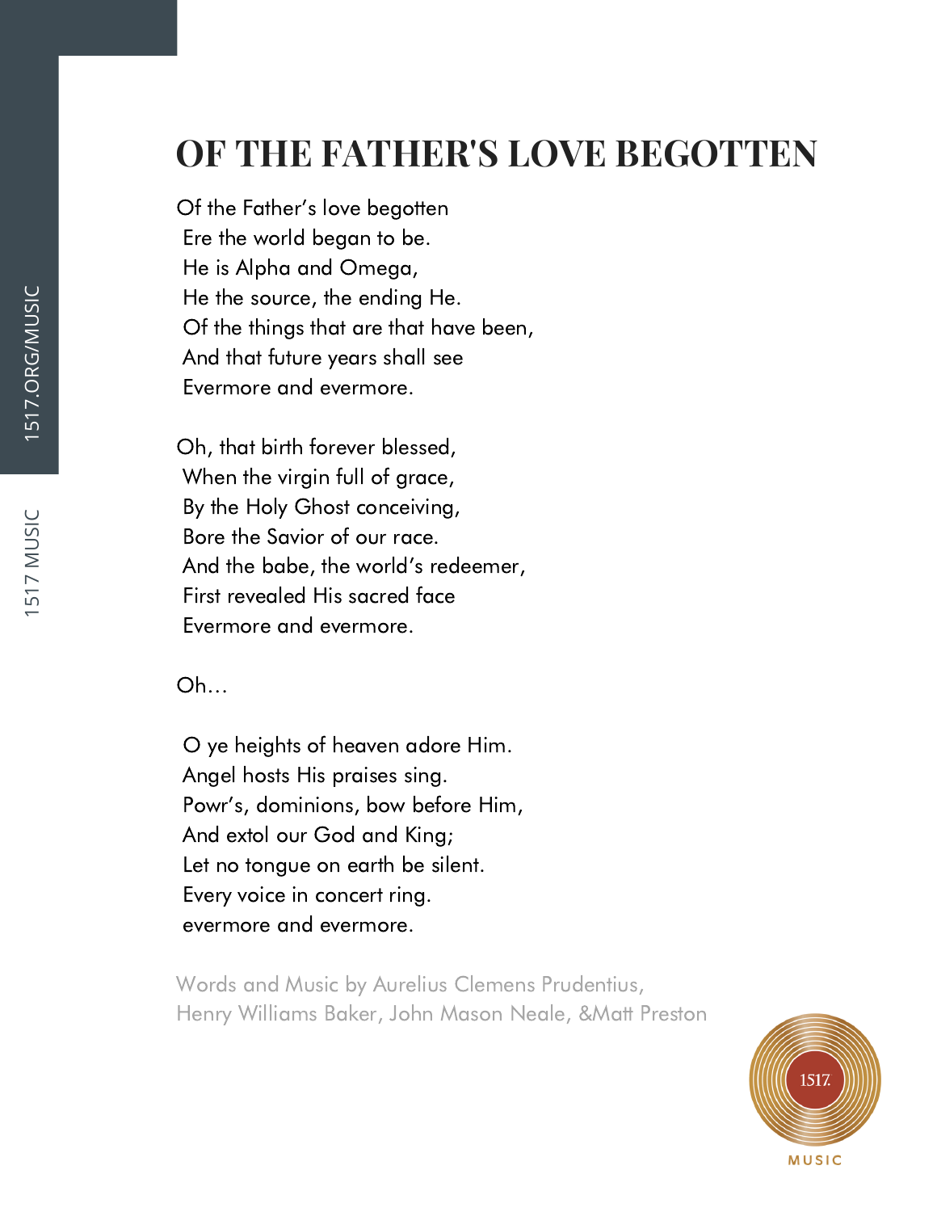# OF THE FATHER'S LOVE BEGOTTEN

Of the Father's love begotten
Ere the world began to be.
He is Alpha and Omega,
He the source, the ending He.
Of the things that are that have been,
And that future years shall see
Evermore and evermore.

Oh, that birth forever blessed,
When the virgin full of grace,
By the Holy Ghost conceiving,
Bore the Savior of our race.
And the babe, the world's redeemer,
First revealed His sacred face
Evermore and evermore.

Oh…

O ye heights of heaven adore Him.
Angel hosts His praises sing.
Powr's, dominions, bow before Him,
And extol our God and King;
Let no tongue on earth be silent.
Every voice in concert ring.
evermore and evermore.

Words and Music by Aurelius Clemens Prudentius,
Henry Williams Baker, John Mason Neale, &Matt Preston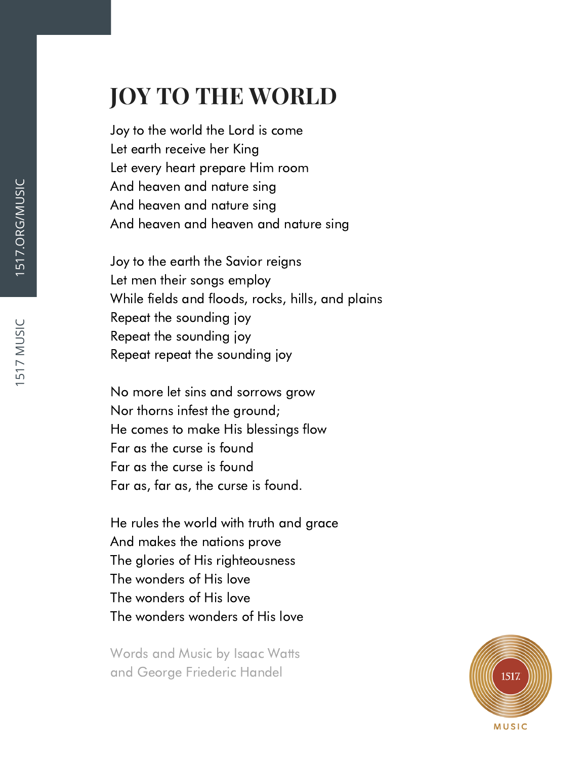# JOY TO THE WORLD

Joy to the world the Lord is come
Let earth receive her King
Let every heart prepare Him room
And heaven and nature sing
And heaven and nature sing
And heaven and heaven and nature sing

Joy to the earth the Savior reigns
Let men their songs employ
While fields and floods, rocks, hills, and plains
Repeat the sounding joy
Repeat the sounding joy
Repeat repeat the sounding joy

No more let sins and sorrows grow
Nor thorns infest the ground;
He comes to make His blessings flow
Far as the curse is found
Far as the curse is found
Far as, far as, the curse is found.

He rules the world with truth and grace
And makes the nations prove
The glories of His righteousness
The wonders of His love
The wonders of His love
The wonders wonders of His love

Words and Music by Isaac Watts
and George Friederic Handel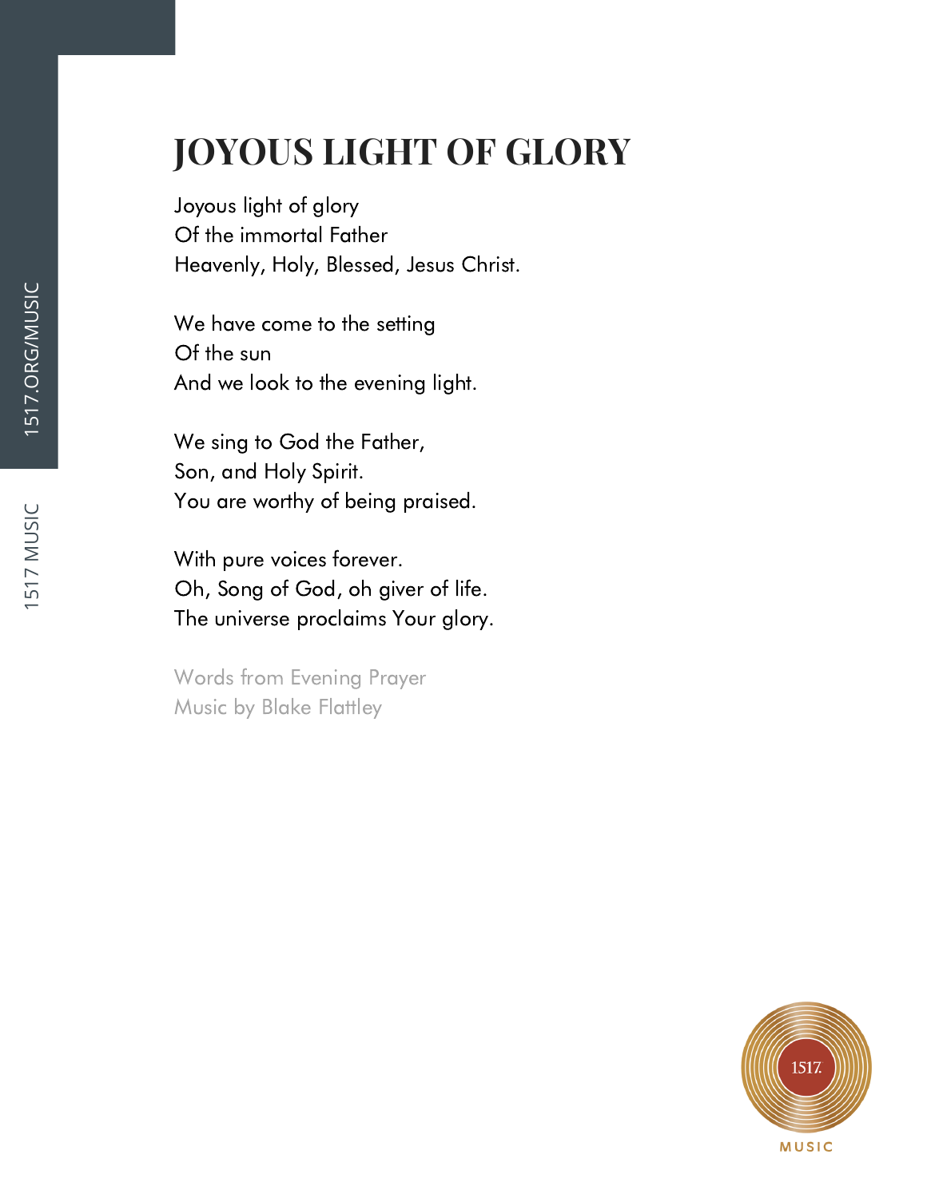# JOYOUS LIGHT OF GLORY

Joyous light of glory
Of the immortal Father
Heavenly, Holy, Blessed, Jesus Christ.

We have come to the setting
Of the sun
And we look to the evening light.

We sing to God the Father,
Son, and Holy Spirit.
You are worthy of being praised.

With pure voices forever.
Oh, Song of God, oh giver of life.
The universe proclaims Your glory.

Words from Evening Prayer
Music by Blake Flattley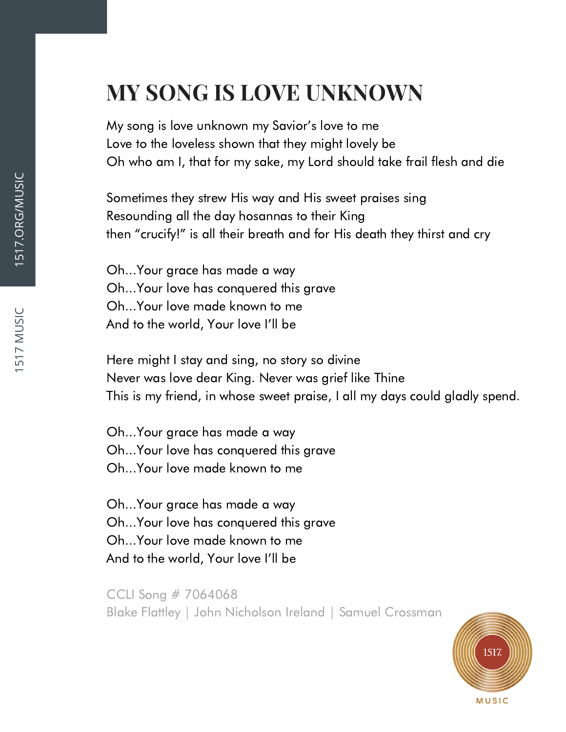# MY SONG IS LOVE UNKNOWN

My song is love unknown my Savior's love to me
Love to the loveless shown that they might lovely be
Oh who am I, that for my sake, my Lord should take frail flesh and die

Sometimes they strew His way and His sweet praises sing
Resounding all the day hosannas to their King
then "crucify!" is all their breath and for His death they thirst and cry

Oh...Your grace has made a way
Oh...Your love has conquered this grave
Oh...Your love made known to me
And to the world, Your love I'll be

Here might I stay and sing, no story so divine
Never was love dear King. Never was grief like Thine
This is my friend, in whose sweet praise, I all my days could gladly spend.

Oh...Your grace has made a way
Oh...Your love has conquered this grave
Oh...Your love made known to me

Oh...Your grace has made a way
Oh...Your love has conquered this grave
Oh...Your love made known to me
And to the world, Your love I'll be

CCLI Song # 7064068
Blake Flattley | John Nicholson Ireland | Samuel Crossman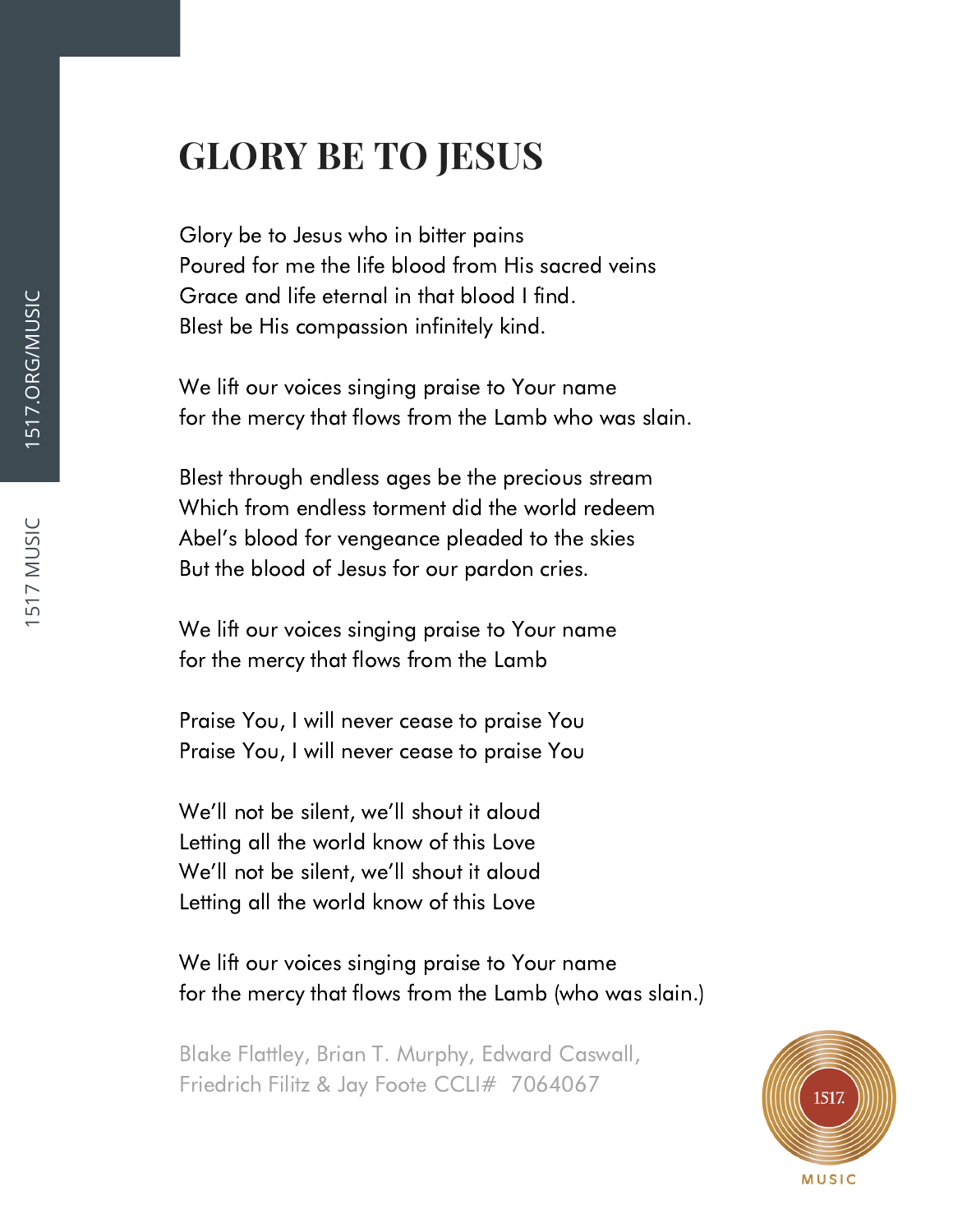# GLORY BE TO JESUS

Glory be to Jesus who in bitter pains  
Poured for me the life blood from His sacred veins  
Grace and life eternal in that blood I find.  
Blest be His compassion infinitely kind.

We lift our voices singing praise to Your name  
for the mercy that flows from the Lamb who was slain.

Blest through endless ages be the precious stream  
Which from endless torment did the world redeem  
Abel's blood for vengeance pleaded to the skies  
But the blood of Jesus for our pardon cries.

We lift our voices singing praise to Your name  
for the mercy that flows from the Lamb

Praise You, I will never cease to praise You  
Praise You, I will never cease to praise You

We'll not be silent, we'll shout it aloud  
Letting all the world know of this Love  
We'll not be silent, we'll shout it aloud  
Letting all the world know of this Love

We lift our voices singing praise to Your name  
for the mercy that flows from the Lamb (who was slain.)

Blake Flattley, Brian T. Murphy, Edward Caswall,  
Friedrich Filitz & Jay Foote CCLI# 7064067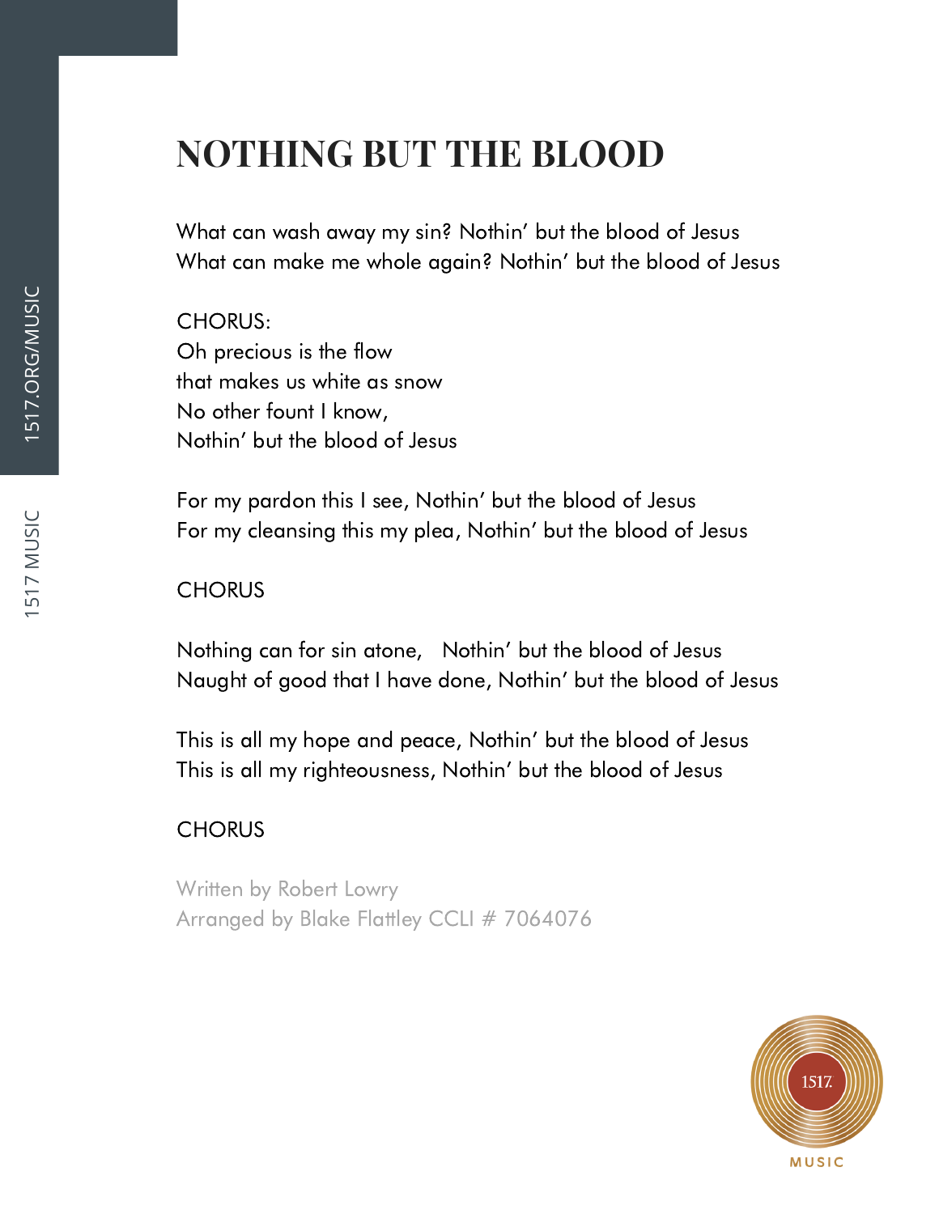# NOTHING BUT THE BLOOD

What can wash away my sin? Nothin' but the blood of Jesus
What can make me whole again? Nothin' but the blood of Jesus

CHORUS:
Oh precious is the flow
that makes us white as snow
No other fount I know,
Nothin' but the blood of Jesus

For my pardon this I see, Nothin' but the blood of Jesus
For my cleansing this my plea, Nothin' but the blood of Jesus

CHORUS

Nothing can for sin atone, Nothin' but the blood of Jesus
Naught of good that I have done, Nothin' but the blood of Jesus

This is all my hope and peace, Nothin' but the blood of Jesus
This is all my righteousness, Nothin' but the blood of Jesus

CHORUS

Written by Robert Lowry
Arranged by Blake Flattley CCLI # 7064076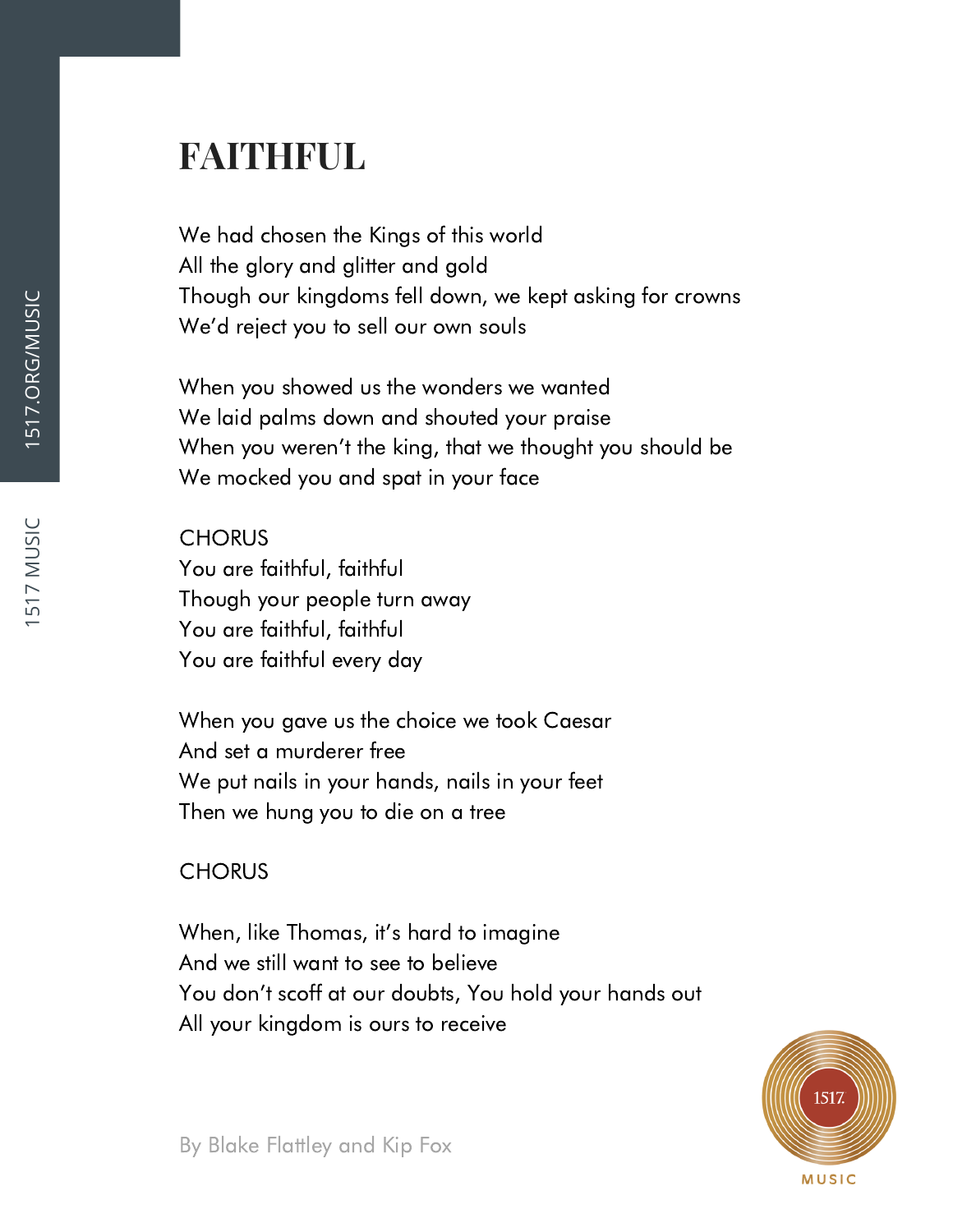# FAITHFUL

We had chosen the Kings of this world
All the glory and glitter and gold
Though our kingdoms fell down, we kept asking for crowns
We'd reject you to sell our own souls

When you showed us the wonders we wanted
We laid palms down and shouted your praise
When you weren't the king, that we thought you should be
We mocked you and spat in your face

CHORUS
You are faithful, faithful
Though your people turn away
You are faithful, faithful
You are faithful every day

When you gave us the choice we took Caesar
And set a murderer free
We put nails in your hands, nails in your feet
Then we hung you to die on a tree

CHORUS

When, like Thomas, it's hard to imagine
And we still want to see to believe
You don't scoff at our doubts, You hold your hands out
All your kingdom is ours to receive

By Blake Flattley and Kip Fox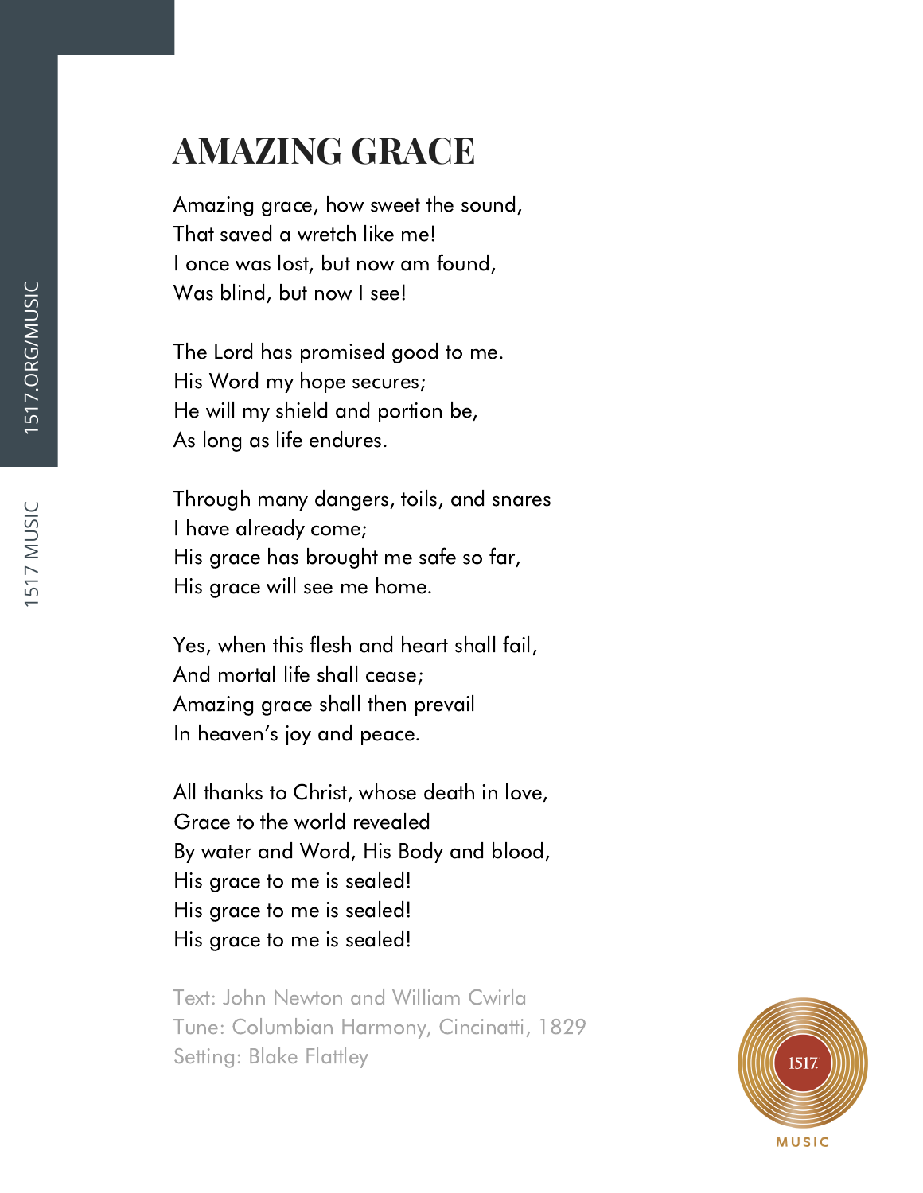# AMAZING GRACE

Amazing grace, how sweet the sound,
That saved a wretch like me!
I once was lost, but now am found,
Was blind, but now I see!

The Lord has promised good to me.
His Word my hope secures;
He will my shield and portion be,
As long as life endures.

Through many dangers, toils, and snares
I have already come;
His grace has brought me safe so far,
His grace will see me home.

Yes, when this flesh and heart shall fail,
And mortal life shall cease;
Amazing grace shall then prevail
In heaven's joy and peace.

All thanks to Christ, whose death in love,
Grace to the world revealed
By water and Word, His Body and blood,
His grace to me is sealed!
His grace to me is sealed!
His grace to me is sealed!

Text: John Newton and William Cwirla
Tune: Columbian Harmony, Cincinatti, 1829
Setting: Blake Flattley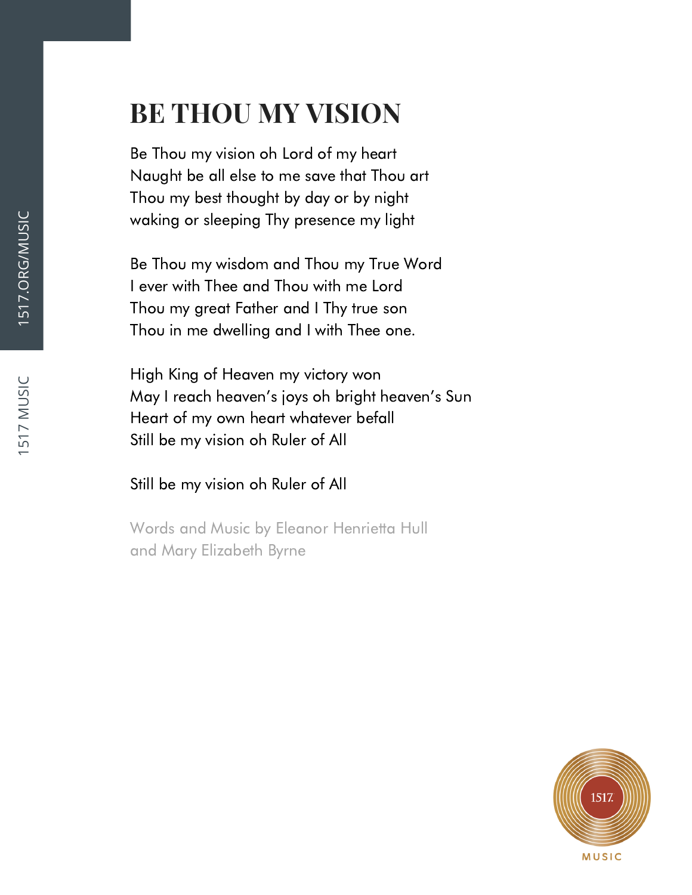# BE THOU MY VISION

Be Thou my vision oh Lord of my heart
Naught be all else to me save that Thou art
Thou my best thought by day or by night
waking or sleeping Thy presence my light

Be Thou my wisdom and Thou my True Word
I ever with Thee and Thou with me Lord
Thou my great Father and I Thy true son
Thou in me dwelling and I with Thee one.

High King of Heaven my victory won
May I reach heaven's joys oh bright heaven's Sun
Heart of my own heart whatever befall
Still be my vision oh Ruler of All

Still be my vision oh Ruler of All

Words and Music by Eleanor Henrietta Hull
and Mary Elizabeth Byrne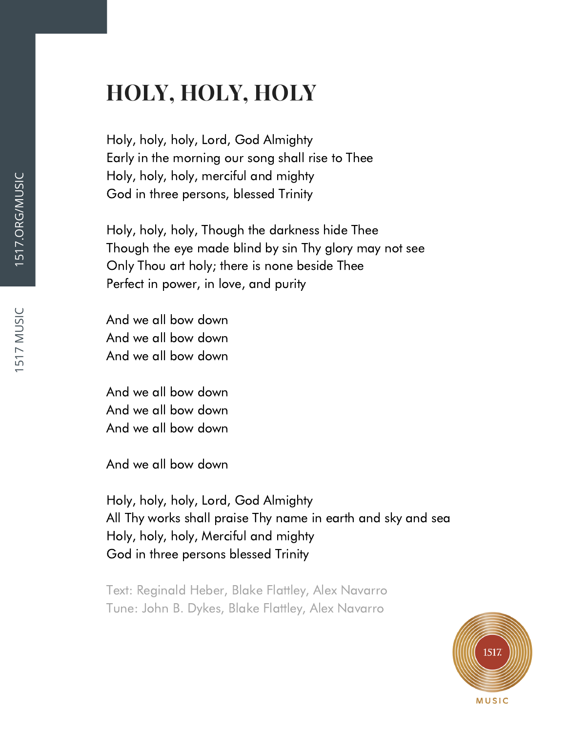# HOLY, HOLY, HOLY

Holy, holy, holy, Lord, God Almighty
Early in the morning our song shall rise to Thee
Holy, holy, holy, merciful and mighty
God in three persons, blessed Trinity

Holy, holy, holy, Though the darkness hide Thee
Though the eye made blind by sin Thy glory may not see
Only Thou art holy; there is none beside Thee
Perfect in power, in love, and purity

And we all bow down
And we all bow down
And we all bow down

And we all bow down
And we all bow down
And we all bow down

And we all bow down

Holy, holy, holy, Lord, God Almighty
All Thy works shall praise Thy name in earth and sky and sea
Holy, holy, holy, Merciful and mighty
God in three persons blessed Trinity

Text: Reginald Heber, Blake Flattley, Alex Navarro
Tune: John B. Dykes, Blake Flattley, Alex Navarro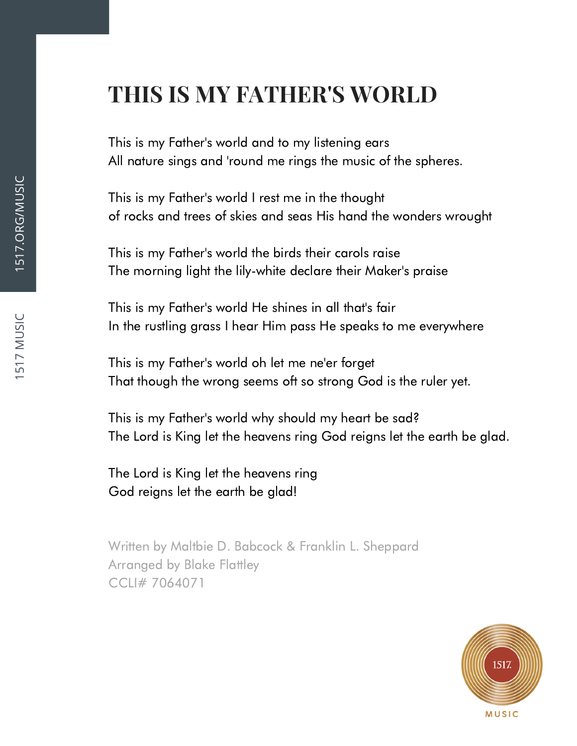# THIS IS MY FATHER'S WORLD

This is my Father's world and to my listening ears
All nature sings and 'round me rings the music of the spheres.

This is my Father's world I rest me in the thought
of rocks and trees of skies and seas His hand the wonders wrought

This is my Father's world the birds their carols raise
The morning light the lily-white declare their Maker's praise

This is my Father's world He shines in all that's fair
In the rustling grass I hear Him pass He speaks to me everywhere

This is my Father's world oh let me ne'er forget
That though the wrong seems oft so strong God is the ruler yet.

This is my Father's world why should my heart be sad?
The Lord is King let the heavens ring God reigns let the earth be glad.

The Lord is King let the heavens ring
God reigns let the earth be glad!

Written by Maltbie D. Babcock & Franklin L. Sheppard
Arranged by Blake Flattley
CCLI# 7064071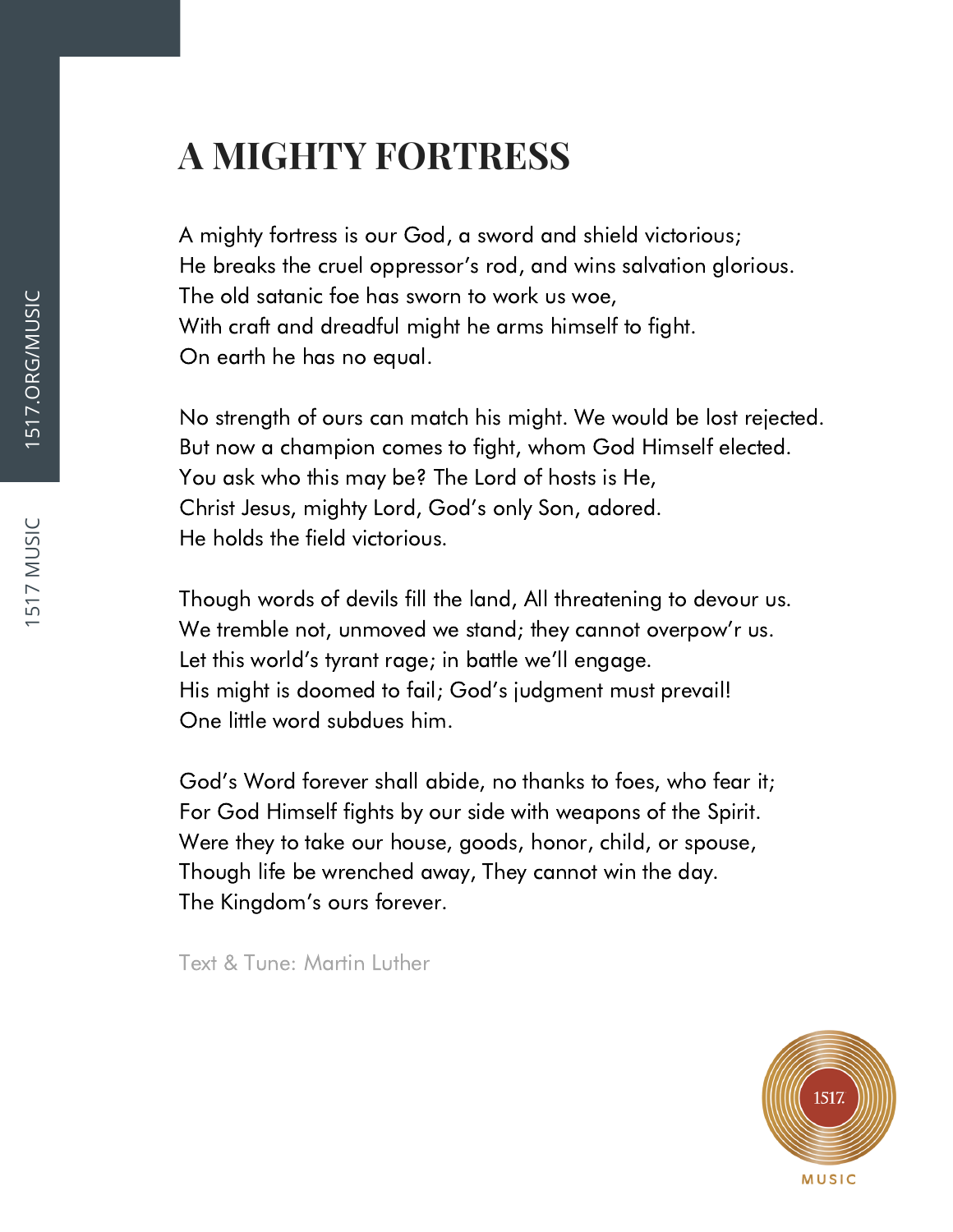# A MIGHTY FORTRESS

A mighty fortress is our God, a sword and shield victorious;
He breaks the cruel oppressor's rod, and wins salvation glorious.
The old satanic foe has sworn to work us woe,
With craft and dreadful might he arms himself to fight.
On earth he has no equal.

No strength of ours can match his might. We would be lost rejected.
But now a champion comes to fight, whom God Himself elected.
You ask who this may be? The Lord of hosts is He,
Christ Jesus, mighty Lord, God's only Son, adored.
He holds the field victorious.

Though words of devils fill the land, All threatening to devour us.
We tremble not, unmoved we stand; they cannot overpow'r us.
Let this world's tyrant rage; in battle we'll engage.
His might is doomed to fail; God's judgment must prevail!
One little word subdues him.

God's Word forever shall abide, no thanks to foes, who fear it;
For God Himself fights by our side with weapons of the Spirit.
Were they to take our house, goods, honor, child, or spouse,
Though life be wrenched away, They cannot win the day.
The Kingdom's ours forever.

Text & Tune: Martin Luther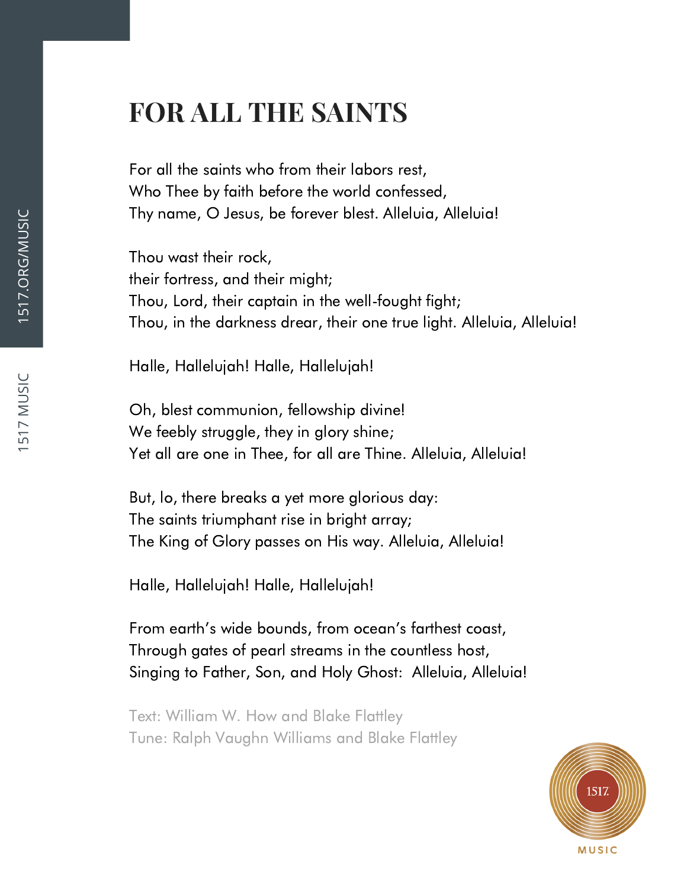# FOR ALL THE SAINTS

For all the saints who from their labors rest,
Who Thee by faith before the world confessed,
Thy name, O Jesus, be forever blest. Alleluia, Alleluia!

Thou wast their rock,
their fortress, and their might;
Thou, Lord, their captain in the well-fought fight;
Thou, in the darkness drear, their one true light. Alleluia, Alleluia!

Halle, Hallelujah! Halle, Hallelujah!

Oh, blest communion, fellowship divine!
We feebly struggle, they in glory shine;
Yet all are one in Thee, for all are Thine. Alleluia, Alleluia!

But, lo, there breaks a yet more glorious day:
The saints triumphant rise in bright array;
The King of Glory passes on His way. Alleluia, Alleluia!

Halle, Hallelujah! Halle, Hallelujah!

From earth's wide bounds, from ocean's farthest coast,
Through gates of pearl streams in the countless host,
Singing to Father, Son, and Holy Ghost: Alleluia, Alleluia!

Text: William W. How and Blake Flattley
Tune: Ralph Vaughn Williams and Blake Flattley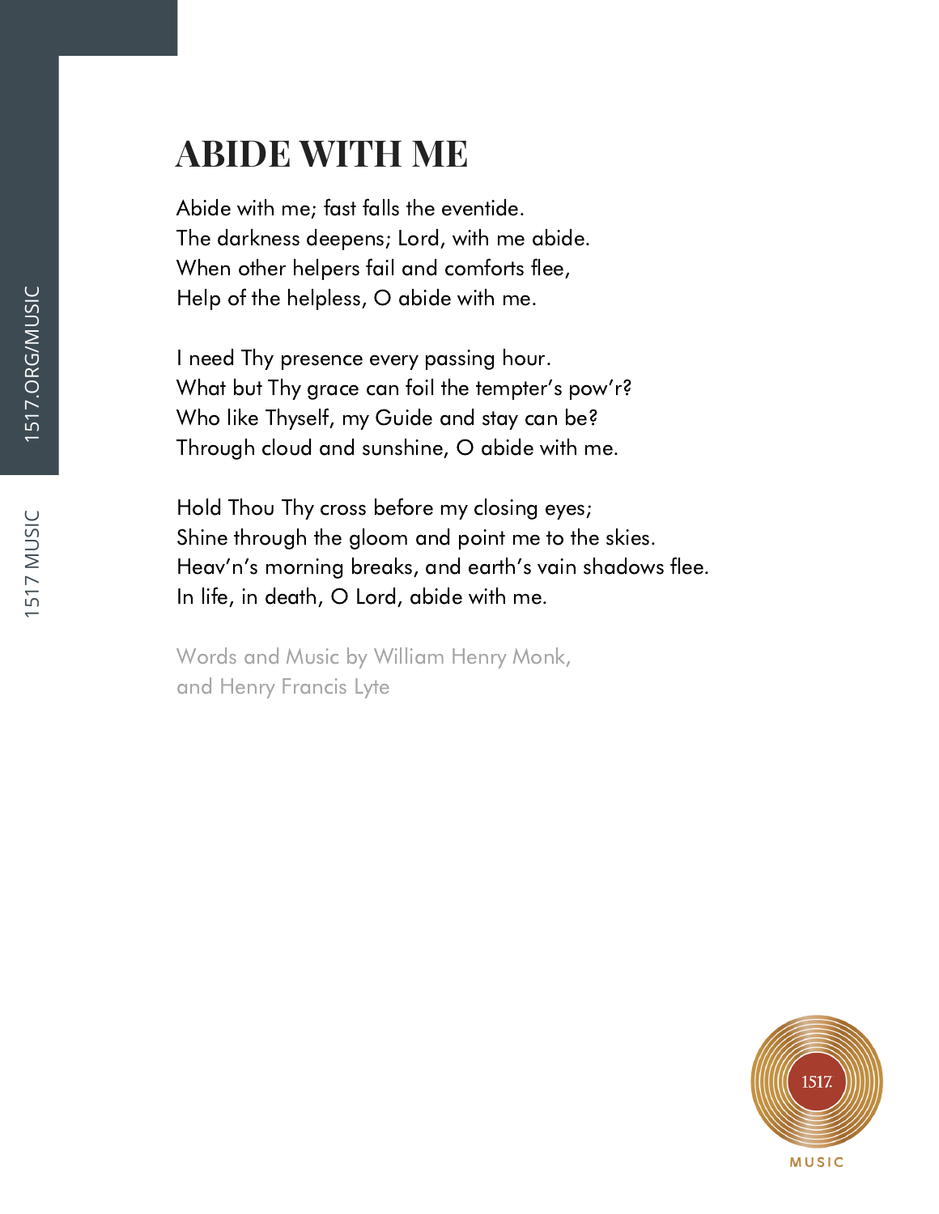# ABIDE WITH ME

Abide with me; fast falls the eventide.  
The darkness deepens; Lord, with me abide.  
When other helpers fail and comforts flee,  
Help of the helpless, O abide with me.

I need Thy presence every passing hour.  
What but Thy grace can foil the tempter's pow'r?  
Who like Thyself, my Guide and stay can be?  
Through cloud and sunshine, O abide with me.

Hold Thou Thy cross before my closing eyes;  
Shine through the gloom and point me to the skies.  
Heav'n's morning breaks, and earth's vain shadows flee.  
In life, in death, O Lord, abide with me.

Words and Music by William Henry Monk,  
and Henry Francis Lyte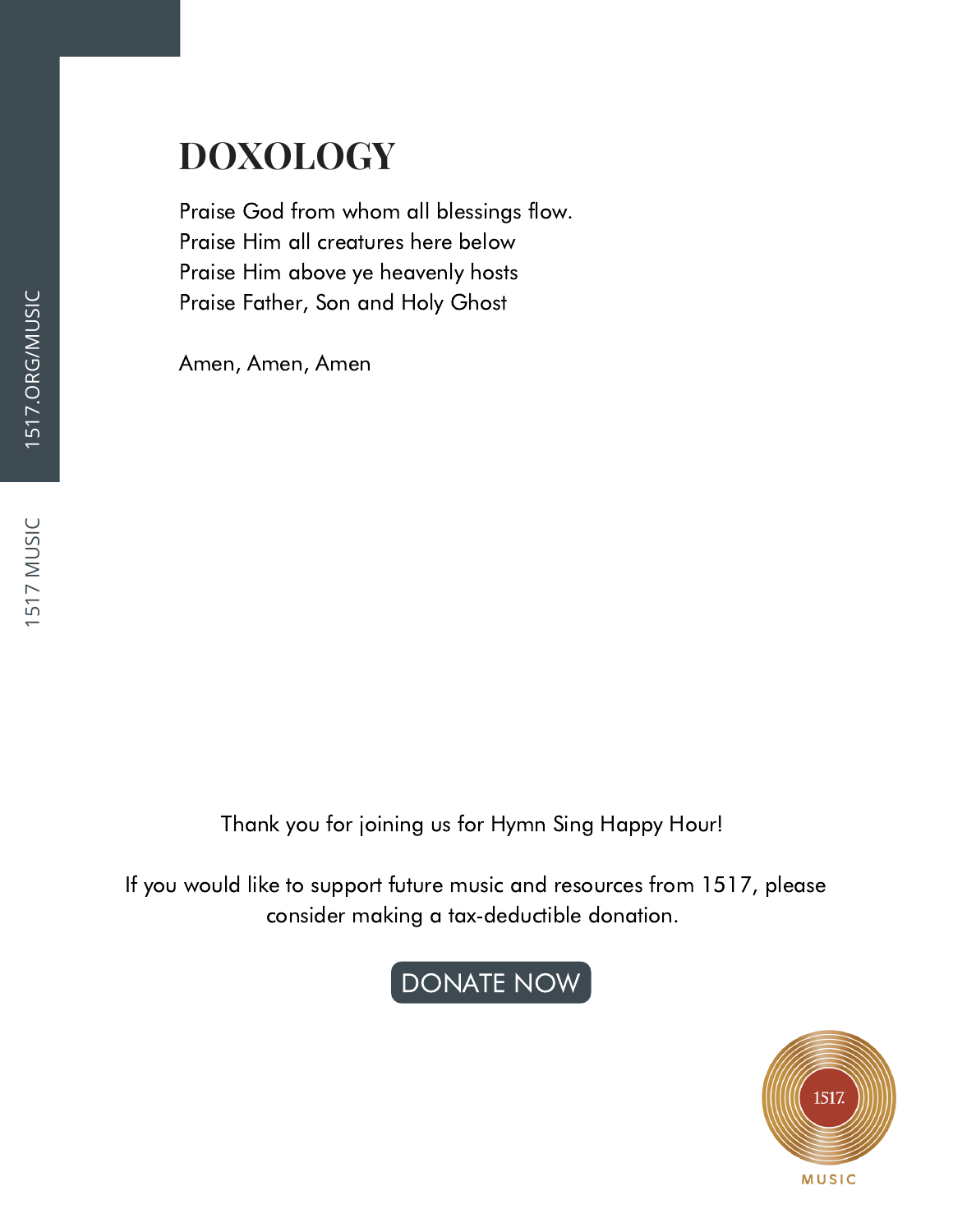# DOXOLOGY

Praise God from whom all blessings flow.
Praise Him all creatures here below
Praise Him above ye heavenly hosts
Praise Father, Son and Holy Ghost

Amen, Amen, Amen

Thank you for joining us for Hymn Sing Happy Hour!

If you would like to support future music and resources from 1517, please consider making a tax-deductible donation.

DONATE NOW